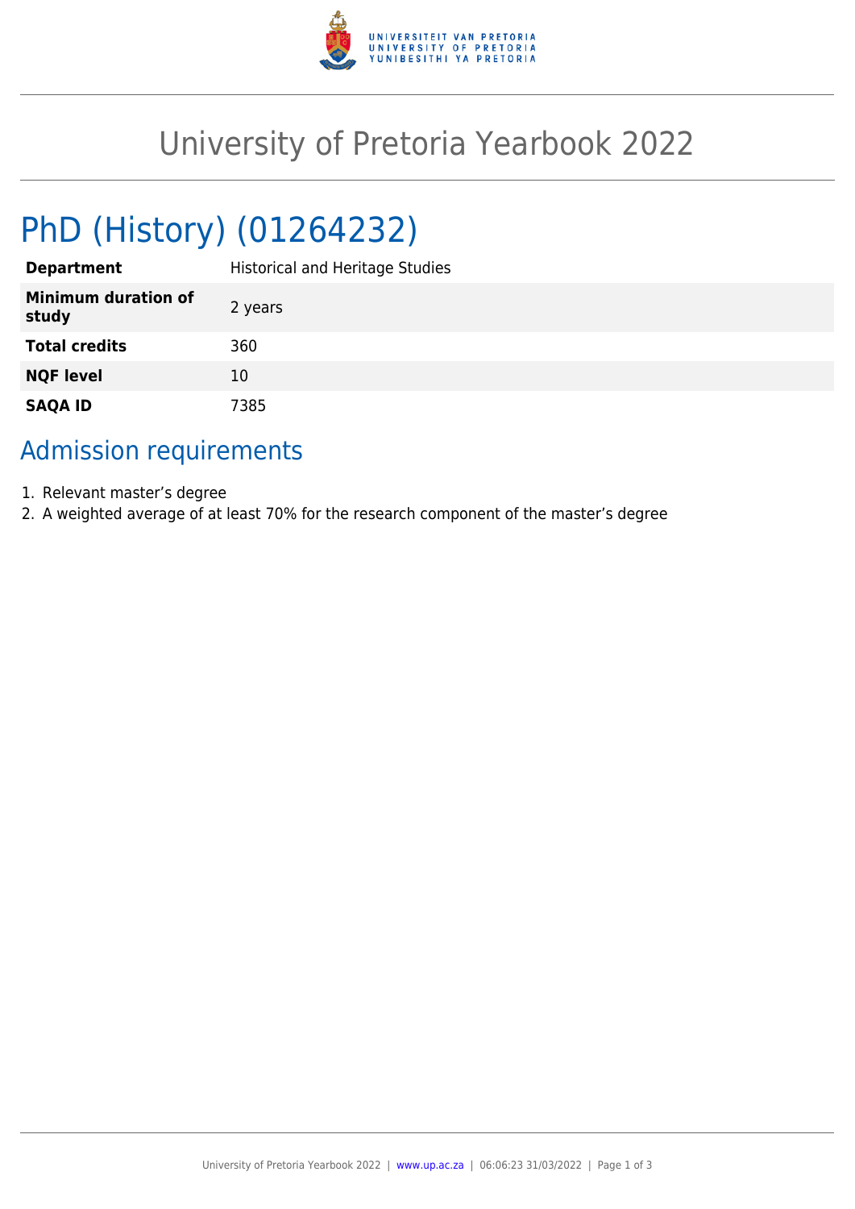# University of Pretoria Yearbook 2022

## PhD (History) (01264232)

| | |
|---|---|
| **Department** | Historical and Heritage Studies |
| **Minimum duration of study** | 2 years |
| **Total credits** | 360 |
| **NQF level** | 10 |
| **SAQA ID** | 7385 |

### Admission requirements

1. Relevant master's degree
2. A weighted average of at least 70% for the research component of the master's degree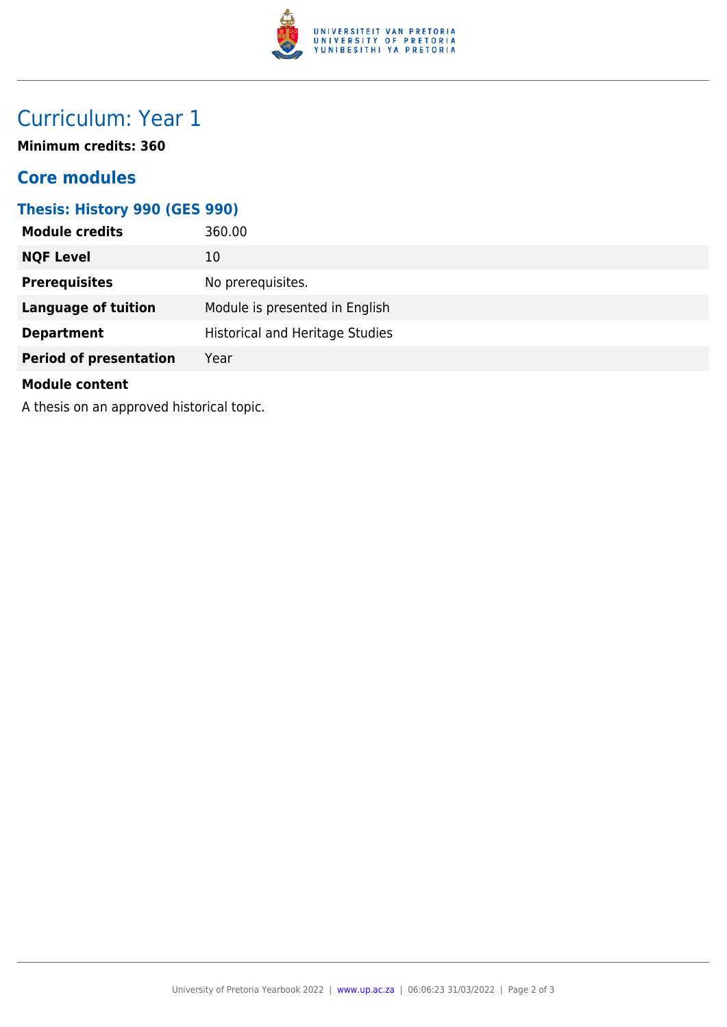# Curriculum: Year 1

**Minimum credits: 360**

## Core modules

### Thesis: History 990 (GES 990)

| | |
|---|---|
| **Module credits** | 360.00 |
| **NQF Level** | 10 |
| **Prerequisites** | No prerequisites. |
| **Language of tuition** | Module is presented in English |
| **Department** | Historical and Heritage Studies |
| **Period of presentation** | Year |

**Module content**

A thesis on an approved historical topic.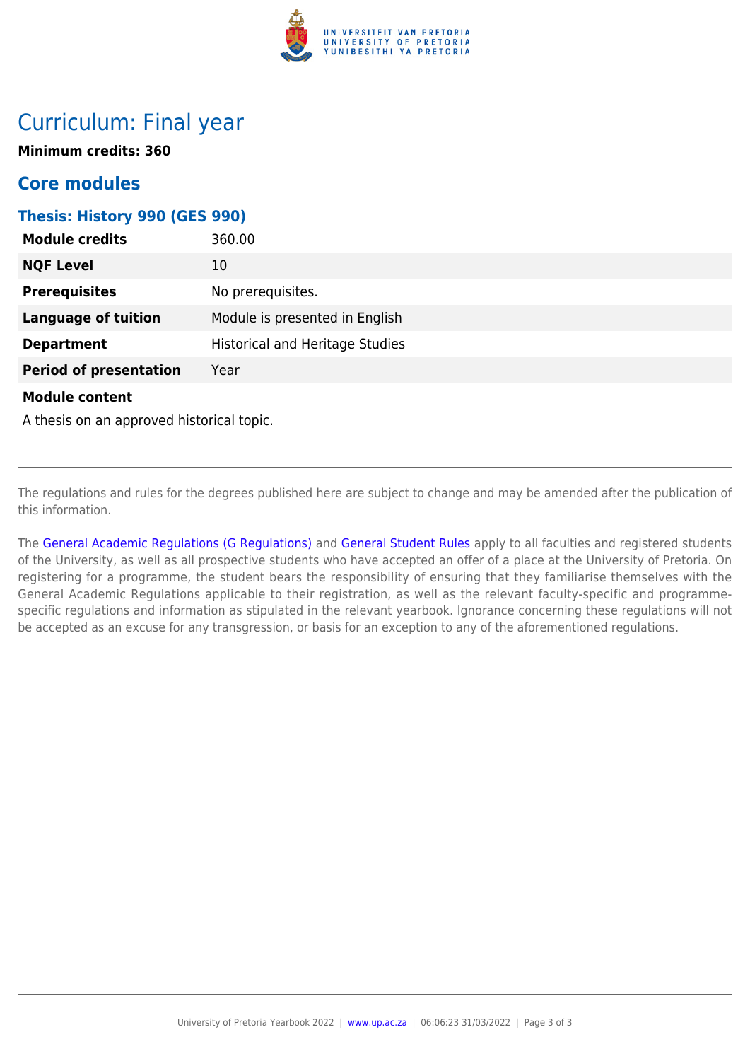# Curriculum: Final year

**Minimum credits: 360**

## Core modules

### Thesis: History 990 (GES 990)

| | |
|---|---|
| **Module credits** | 360.00 |
| **NQF Level** | 10 |
| **Prerequisites** | No prerequisites. |
| **Language of tuition** | Module is presented in English |
| **Department** | Historical and Heritage Studies |
| **Period of presentation** | Year |

**Module content**

A thesis on an approved historical topic.

---

The regulations and rules for the degrees published here are subject to change and may be amended after the publication of this information.

The General Academic Regulations (G Regulations) and General Student Rules apply to all faculties and registered students of the University, as well as all prospective students who have accepted an offer of a place at the University of Pretoria. On registering for a programme, the student bears the responsibility of ensuring that they familiarise themselves with the General Academic Regulations applicable to their registration, as well as the relevant faculty-specific and programme-specific regulations and information as stipulated in the relevant yearbook. Ignorance concerning these regulations will not be accepted as an excuse for any transgression, or basis for an exception to any of the aforementioned regulations.